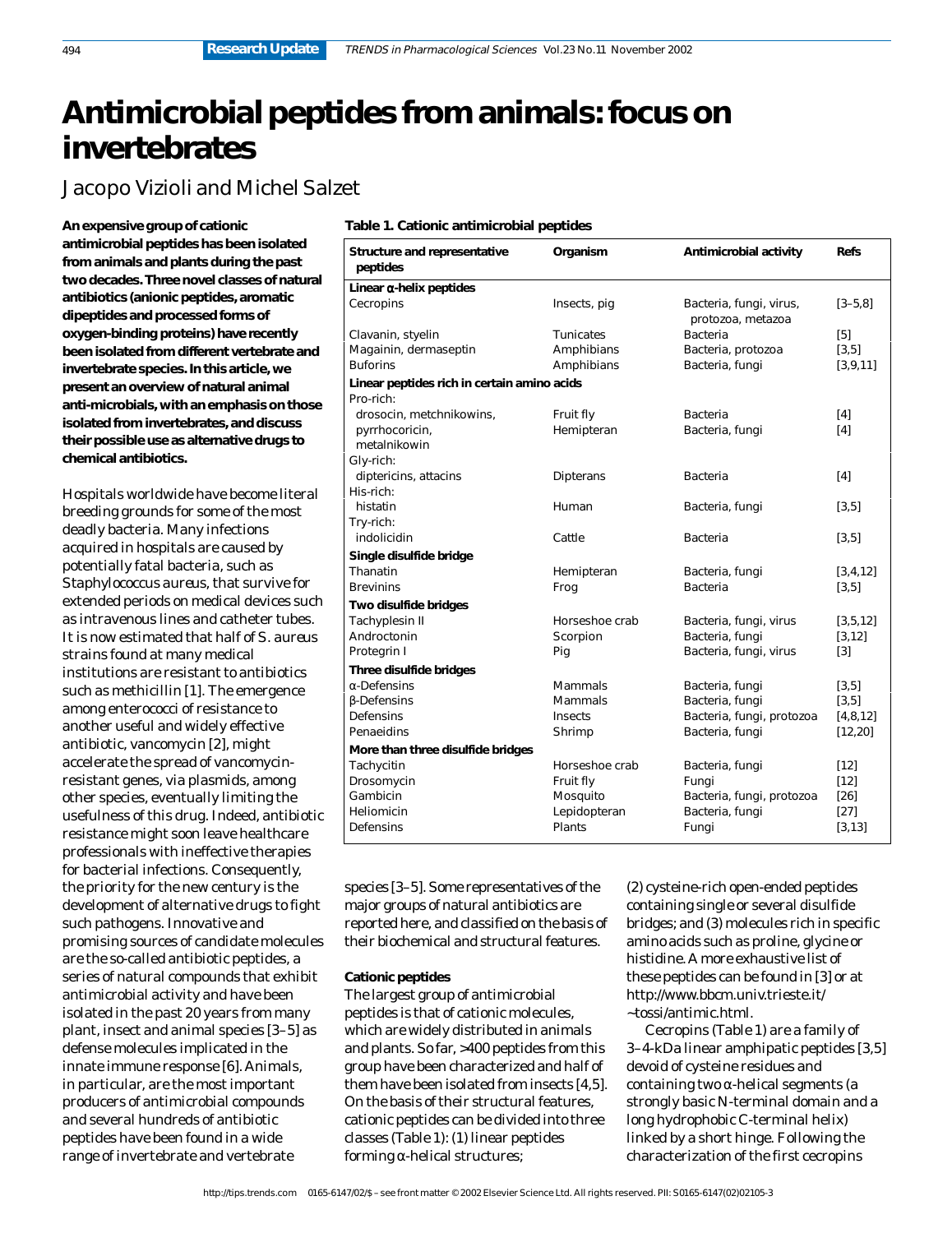# Antimicrobial peptides from animals: focus on invertebrates

Jacopo Vizioli and Michel Salzet

**An expensive group of cationic antimicrobial peptides has been isolated from animals and plants during the past two decades. Three novel classes of natural antibiotics (anionic peptides, aromatic dipeptides and processed forms of oxygen-binding proteins) have recently been isolated from different vertebrate and invertebrate species. In this article, we present an overview of natural animal anti-microbials, with an emphasis on those isolated from invertebrates, and discuss their possible use as alternative drugs to chemical antibiotics.**

Hospitals worldwide have become literal breeding grounds for some of the most deadly bacteria. Many infections acquired in hospitals are caused by potentially fatal bacteria, such as *Staphylococcus aureus*, that survive for extended periods on medical devices such as intravenous lines and catheter tubes. It is now estimated that half of *S. aureus* strains found at many medical institutions are resistant to antibiotics such as methicillin [1]. The emergence among enterococci of resistance to another useful and widely effective antibiotic, vancomycin [2], might accelerate the spread of vancomycin-resistant genes, via plasmids, among other species, eventually limiting the usefulness of this drug. Indeed, antibiotic resistance might soon leave healthcare professionals with ineffective therapies for bacterial infections. Consequently, the priority for the new century is the development of alternative drugs to fight such pathogens. Innovative and promising sources of candidate molecules are the so-called antibiotic peptides, a series of natural compounds that exhibit antimicrobial activity and have been isolated in the past 20 years from many plant, insect and animal species [3–5] as defense molecules implicated in the innate immune response [6]. Animals, in particular, are the most important producers of antimicrobial compounds and several hundreds of antibiotic peptides have been found in a wide range of invertebrate and vertebrate species [3–5]. Some representatives of the major groups of natural antibiotics are reported here, and classified on the basis of their biochemical and structural features.

**Table 1. Cationic antimicrobial peptides**

| Structure and representative peptides | Organism | Antimicrobial activity | Refs |
|---|---|---|---|
| **Linear α-helix peptides** | | | |
| Cecropins | Insects, pig | Bacteria, fungi, virus, protozoa, metazoa | [3–5,8] |
| Clavanin, styelin | Tunicates | Bacteria | [5] |
| Magainin, dermaseptin | Amphibians | Bacteria, protozoa | [3,5] |
| Buforins | Amphibians | Bacteria, fungi | [3,9,11] |
| **Linear peptides rich in certain amino acids** | | | |
| Pro-rich: | | | |
| drosocin, metchnikowins, | Fruit fly | Bacteria | [4] |
| pyrrhocoricin, metalnikowin | Hemipteran | Bacteria, fungi | [4] |
| Gly-rich: | | | |
| diptericins, attacins | Dipterans | Bacteria | [4] |
| His-rich: | | | |
| histatin | Human | Bacteria, fungi | [3,5] |
| Try-rich: | | | |
| indolicidin | Cattle | Bacteria | [3,5] |
| **Single disulfide bridge** | | | |
| Thanatin | Hemipteran | Bacteria, fungi | [3,4,12] |
| Brevinins | Frog | Bacteria | [3,5] |
| **Two disulfide bridges** | | | |
| Tachyplesin II | Horseshoe crab | Bacteria, fungi, virus | [3,5,12] |
| Androctonin | Scorpion | Bacteria, fungi | [3,12] |
| Protegrin I | Pig | Bacteria, fungi, virus | [3] |
| **Three disulfide bridges** | | | |
| α-Defensins | Mammals | Bacteria, fungi | [3,5] |
| β-Defensins | Mammals | Bacteria, fungi | [3,5] |
| Defensins | Insects | Bacteria, fungi, protozoa | [4,8,12] |
| Penaeidins | Shrimp | Bacteria, fungi | [12,20] |
| **More than three disulfide bridges** | | | |
| Tachycitin | Horseshoe crab | Bacteria, fungi | [12] |
| Drosomycin | Fruit fly | Fungi | [12] |
| Gambicin | Mosquito | Bacteria, fungi, protozoa | [26] |
| Heliomicin | Lepidopteran | Bacteria, fungi | [27] |
| Defensins | Plants | Fungi | [3,13] |

**Cationic peptides**

The largest group of antimicrobial peptides is that of cationic molecules, which are widely distributed in animals and plants. So far, >400 peptides from this group have been characterized and half of them have been isolated from insects [4,5]. On the basis of their structural features, cationic peptides can be divided into three classes (Table 1): (1) linear peptides forming α-helical structures; (2) cysteine-rich open-ended peptides containing single or several disulfide bridges; and (3) molecules rich in specific amino acids such as proline, glycine or histidine. A more exhaustive list of these peptides can be found in [3] or at http://www.bbcm.univ.trieste.it/~tossi/antimic.html.

Cecropins (Table 1) are a family of 3–4-kDa linear amphipatic peptides [3,5] devoid of cysteine residues and containing two α-helical segments (a strongly basic N-terminal domain and a long hydrophobic C-terminal helix) linked by a short hinge. Following the characterization of the first cecropins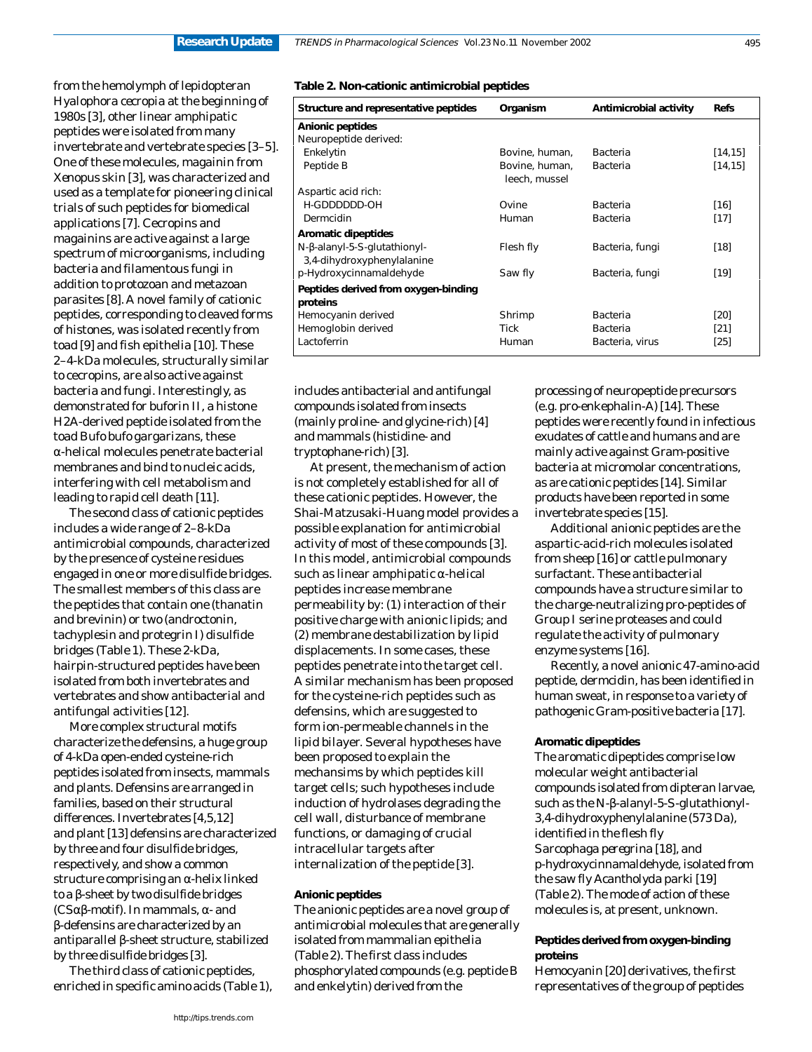from the hemolymph of lepidopteran *Hyalophora cecropia* at the beginning of 1980s [3], other linear amphipatic peptides were isolated from many invertebrate and vertebrate species [3–5]. One of these molecules, magainin from *Xenopus* skin [3], was characterized and used as a template for pioneering clinical trials of such peptides for biomedical applications [7]. Cecropins and magainins are active against a large spectrum of microorganisms, including bacteria and filamentous fungi in addition to protozoan and metazoan parasites [8]. A novel family of cationic peptides, corresponding to cleaved forms of histones, was isolated recently from toad [9] and fish epithelia [10]. These 2–4-kDa molecules, structurally similar to cecropins, are also active against bacteria and fungi. Interestingly, as demonstrated for buforin II, a histone H2A-derived peptide isolated from the toad *Bufo bufo gargarizans*, these α-helical molecules penetrate bacterial membranes and bind to nucleic acids, interfering with cell metabolism and leading to rapid cell death [11].

The second class of cationic peptides includes a wide range of 2–8-kDa antimicrobial compounds, characterized by the presence of cysteine residues engaged in one or more disulfide bridges. The smallest members of this class are the peptides that contain one (thanatin and brevinin) or two (androctonin, tachyplesin and protegrin I) disulfide bridges (Table 1). These 2-kDa, hairpin-structured peptides have been isolated from both invertebrates and vertebrates and show antibacterial and antifungal activities [12].

More complex structural motifs characterize the defensins, a huge group of 4-kDa open-ended cysteine-rich peptides isolated from insects, mammals and plants. Defensins are arranged in families, based on their structural differences. Invertebrates [4,5,12] and plant [13] defensins are characterized by three and four disulfide bridges, respectively, and show a common structure comprising an α-helix linked to a β-sheet by two disulfide bridges (CSαβ-motif). In mammals, α- and β-defensins are characterized by an antiparallel β-sheet structure, stabilized by three disulfide bridges [3].

The third class of cationic peptides, enriched in specific amino acids (Table 1), includes antibacterial and antifungal compounds isolated from insects (mainly proline- and glycine-rich) [4] and mammals (histidine- and tryptophane-rich) [3].

At present, the mechanism of action is not completely established for all of these cationic peptides. However, the Shai-Matzusaki-Huang model provides a possible explanation for antimicrobial activity of most of these compounds [3]. In this model, antimicrobial compounds such as linear amphipatic α-helical peptides increase membrane permeability by: (1) interaction of their positive charge with anionic lipids; and (2) membrane destabilization by lipid displacements. In some cases, these peptides penetrate into the target cell. A similar mechanism has been proposed for the cysteine-rich peptides such as defensins, which are suggested to form ion-permeable channels in the lipid bilayer. Several hypotheses have been proposed to explain the mechansims by which peptides kill target cells; such hypotheses include induction of hydrolases degrading the cell wall, disturbance of membrane functions, or damaging of crucial intracellular targets after internalization of the peptide [3].

**Table 2. Non-cationic antimicrobial peptides**

| Structure and representative peptides | Organism | Antimicrobial activity | Refs |
|---|---|---|---|
| **Anionic peptides** | | | |
| Neuropeptide derived: | | | |
| Enkelytin | Bovine, human, | Bacteria | [14,15] |
| Peptide B | Bovine, human, leech, mussel | Bacteria | [14,15] |
| Aspartic acid rich: | | | |
| H-GDDDDDD-OH | Ovine | Bacteria | [16] |
| Dermcidin | Human | Bacteria | [17] |
| **Aromatic dipeptides** | | | |
| N-β-alanyl-5-S-glutathionyl-3,4-dihydroxyphenylalanine | Flesh fly | Bacteria, fungi | [18] |
| p-Hydroxycinnamaldehyde | Saw fly | Bacteria, fungi | [19] |
| **Peptides derived from oxygen-binding proteins** | | | |
| Hemocyanin derived | Shrimp | Bacteria | [20] |
| Hemoglobin derived | Tick | Bacteria | [21] |
| Lactoferrin | Human | Bacteria, virus | [25] |

### Anionic peptides

The anionic peptides are a novel group of antimicrobial molecules that are generally isolated from mammalian epithelia (Table 2). The first class includes phosphorylated compounds (e.g. peptide B and enkelytin) derived from the processing of neuropeptide precursors (e.g. pro-enkephalin-A) [14]. These peptides were recently found in infectious exudates of cattle and humans and are mainly active against Gram-positive bacteria at micromolar concentrations, as are cationic peptides [14]. Similar products have been reported in some invertebrate species [15].

Additional anionic peptides are the aspartic-acid-rich molecules isolated from sheep [16] or cattle pulmonary surfactant. These antibacterial compounds have a structure similar to the charge-neutralizing pro-peptides of Group I serine proteases and could regulate the activity of pulmonary enzyme systems [16].

Recently, a novel anionic 47-amino-acid peptide, dermcidin, has been identified in human sweat, in response to a variety of pathogenic Gram-positive bacteria [17].

### Aromatic dipeptides

The aromatic dipeptides comprise low molecular weight antibacterial compounds isolated from dipteran larvae, such as the N-β-alanyl-5-S-glutathionyl-3,4-dihydroxyphenylalanine (573 Da), identified in the flesh fly *Sarcophaga peregrina* [18], and p-hydroxycinnamaldehyde, isolated from the saw fly *Acantholyda parki* [19] (Table 2). The mode of action of these molecules is, at present, unknown.

### Peptides derived from oxygen-binding proteins

Hemocyanin [20] derivatives, the first representatives of the group of peptides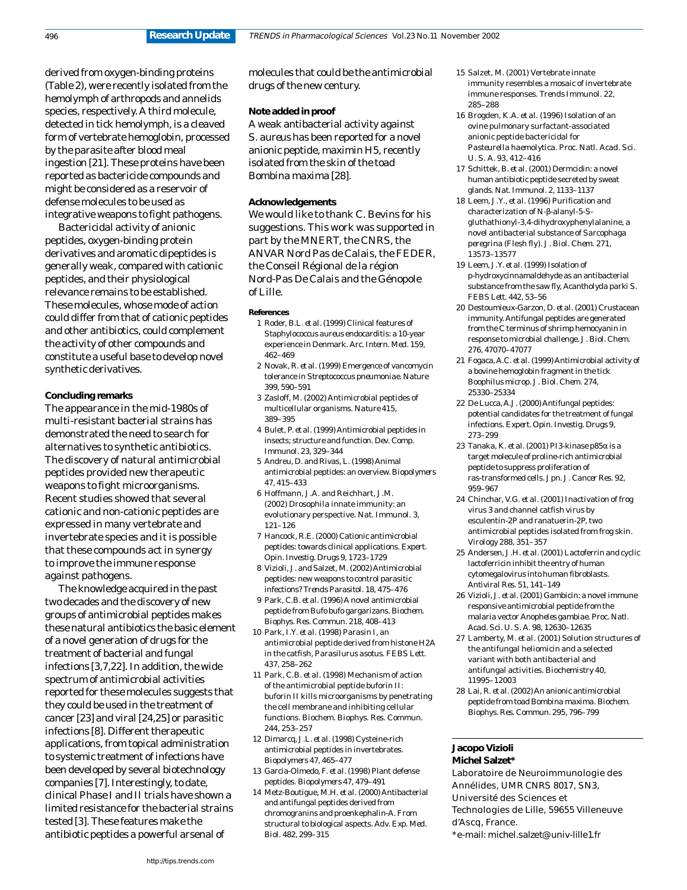derived from oxygen-binding proteins (Table 2), were recently isolated from the hemolymph of arthropods and annelids species, respectively. A third molecule, detected in tick hemolymph, is a cleaved form of vertebrate hemoglobin, processed by the parasite after blood meal ingestion [21]. These proteins have been reported as bactericide compounds and might be considered as a reservoir of defense molecules to be used as integrative weapons to fight pathogens.

Bactericidal activity of anionic peptides, oxygen-binding protein derivatives and aromatic dipeptides is generally weak, compared with cationic peptides, and their physiological relevance remains to be established. These molecules, whose mode of action could differ from that of cationic peptides and other antibiotics, could complement the activity of other compounds and constitute a useful base to develop novel synthetic derivatives.

### Concluding remarks

The appearance in the mid-1980s of multi-resistant bacterial strains has demonstrated the need to search for alternatives to synthetic antibiotics. The discovery of natural antimicrobial peptides provided new therapeutic weapons to fight microorganisms. Recent studies showed that several cationic and non-cationic peptides are expressed in many vertebrate and invertebrate species and it is possible that these compounds act in synergy to improve the immune response against pathogens.

The knowledge acquired in the past two decades and the discovery of new groups of antimicrobial peptides makes these natural antibiotics the basic element of a novel generation of drugs for the treatment of bacterial and fungal infections [3,7,22]. In addition, the wide spectrum of antimicrobial activities reported for these molecules suggests that they could be used in the treatment of cancer [23] and viral [24,25] or parasitic infections [8]. Different therapeutic applications, from topical administration to systemic treatment of infections have been developed by several biotechnology companies [7]. Interestingly, to date, clinical Phase I and II trials have shown a limited resistance for the bacterial strains tested [3]. These features make the antibiotic peptides a powerful arsenal of molecules that could be the antimicrobial drugs of the new century.

### Note added in proof

A weak antibacterial activity against *S. aureus* has been reported for a novel anionic peptide, maximin H5, recently isolated from the skin of the toad *Bombina maxima* [28].

### Acknowledgements

We would like to thank C. Bevins for his suggestions. This work was supported in part by the MNERT, the CNRS, the ANVAR Nord Pas de Calais, the FEDER, the Conseil Régional de la région Nord-Pas De Calais and the Génopole of Lille.

### References

1. Roder, B.L. *et al.* (1999) Clinical features of *Staphylococcus aureus* endocarditis: a 10-year experience in Denmark. *Arc. Intern. Med.* 159, 462–469
2. Novak, R. *et al.* (1999) Emergence of vancomycin tolerance in *Streptococcus pneumoniae*. *Nature* 399, 590–591
3. Zasloff, M. (2002) Antimicrobial peptides of multicellular organisms. *Nature* 415, 389–395
4. Bulet, P. *et al.* (1999) Antimicrobial peptides in insects; structure and function. *Dev. Comp. Immunol.* 23, 329–344
5. Andreu, D. and Rivas, L. (1998) Animal antimicrobial peptides: an overview. *Biopolymers* 47, 415–433
6. Hoffmann, J.A. and Reichhart, J.M. (2002) *Drosophila* innate immunity: an evolutionary perspective. *Nat. Immunol.* 3, 121–126
7. Hancock, R.E. (2000) Cationic antimicrobial peptides: towards clinical applications. *Expert. Opin. Investig. Drugs* 9, 1723–1729
8. Vizioli, J. and Salzet, M. (2002) Antimicrobial peptides: new weapons to control parasitic infections? *Trends Parasitol.* 18, 475–476
9. Park, C.B. *et al.* (1996) A novel antimicrobial peptide from *Bufo bufo gargarizans*. *Biochem. Biophys. Res. Commun.* 218, 408–413
10. Park, I.Y. *et al.* (1998) Parasin I, an antimicrobial peptide derived from histone H2A in the catfish, *Parasilurus asotus*. *FEBS Lett.* 437, 258–262
11. Park, C.B. *et al.* (1998) Mechanism of action of the antimicrobial peptide buforin II: buforin II kills microorganisms by penetrating the cell membrane and inhibiting cellular functions. *Biochem. Biophys. Res. Commun.* 244, 253–257
12. Dimarcq, J.L. *et al.* (1998) Cysteine-rich antimicrobial peptides in invertebrates. *Biopolymers* 47, 465–477
13. Garcia-Olmedo, F. *et al.* (1998) Plant defense peptides. *Biopolymers* 47, 479–491
14. Metz-Boutigue, M.H. *et al.* (2000) Antibacterial and antifungal peptides derived from chromogranins and proenkephalin-A. From structural to biological aspects. *Adv. Exp. Med. Biol.* 482, 299–315
15. Salzet, M. (2001) Vertebrate innate immunity resembles a mosaic of invertebrate immune responses. *Trends Immunol.* 22, 285–288
16. Brogden, K.A. *et al.* (1996) Isolation of an ovine pulmonary surfactant-associated anionic peptide bactericidal for *Pasteurella haemolytica*. *Proc. Natl. Acad. Sci. U. S. A.* 93, 412–416
17. Schittek, B. *et al.* (2001) Dermcidin: a novel human antibiotic peptide secreted by sweat glands. *Nat. Immunol.* 2, 1133–1137
18. Leem, J.Y., *et al.* (1996) Purification and characterization of N-β-alanyl-5-S-gluthathionyl-3,4-dihydroxyphenylalanine, a novel antibacterial substance of *Sarcophaga peregrina* (Flesh fly). *J. Biol. Chem.* 271, 13573–13577
19. Leem, J.Y. *et al.* (1999) Isolation of p-hydroxycinnamaldehyde as an antibacterial substance from the saw fly, *Acantholyda parki* S. *FEBS Lett.* 442, 53–56
20. Destoumieux-Garzon, D. *et al.* (2001) Crustacean immunity. Antifungal peptides are generated from the C terminus of shrimp hemocyanin in response to microbial challenge. *J. Biol. Chem.* 276, 47070–47077
21. Fogaca, A.C. *et al.* (1999) Antimicrobial activity of a bovine hemoglobin fragment in the tick *Boophilus microp*. *J. Biol. Chem.* 274, 25330–25334
22. De Lucca, A.J. (2000) Antifungal peptides: potential candidates for the treatment of fungal infections. *Expert. Opin. Investig. Drugs* 9, 273–299
23. Tanaka, K. *et al.* (2001) PI3-kinase p85α is a target molecule of proline-rich antimicrobial peptide to suppress proliferation of ras-transformed cells. *Jpn. J. Cancer Res.* 92, 959–967
24. Chinchar, V.G. *et al.* (2001) Inactivation of frog virus 3 and channel catfish virus by esculentin-2P and ranatuerin-2P, two antimicrobial peptides isolated from frog skin. *Virology* 288, 351–357
25. Andersen, J.H. *et al.* (2001) Lactoferrin and cyclic lactoferricin inhibit the entry of human cytomegalovirus into human fibroblasts. *Antiviral Res.* 51, 141–149
26. Vizioli, J. *et al.* (2001) Gambicin: a novel immune responsive antimicrobial peptide from the malaria vector *Anopheles gambiae*. *Proc. Natl. Acad. Sci. U. S. A.* 98, 12630–12635
27. Lamberty, M. *et al.* (2001) Solution structures of the antifungal heliomicin and a selected variant with both antibacterial and antifungal activities. *Biochemistry* 40, 11995–12003
28. Lai, R. *et al.* (2002) An anionic antimicrobial peptide from toad *Bombina maxima*. *Biochem. Biophys. Res. Commun.* 295, 796–799

**Jacopo Vizioli**
**Michel Salzet***

Laboratoire de Neuroimmunologie des Annélides, UMR CNRS 8017, SN3, Université des Sciences et Technologies de Lille, 59655 Villeneuve d'Ascq, France.
*e-mail: michel.salzet@univ-lille1.fr